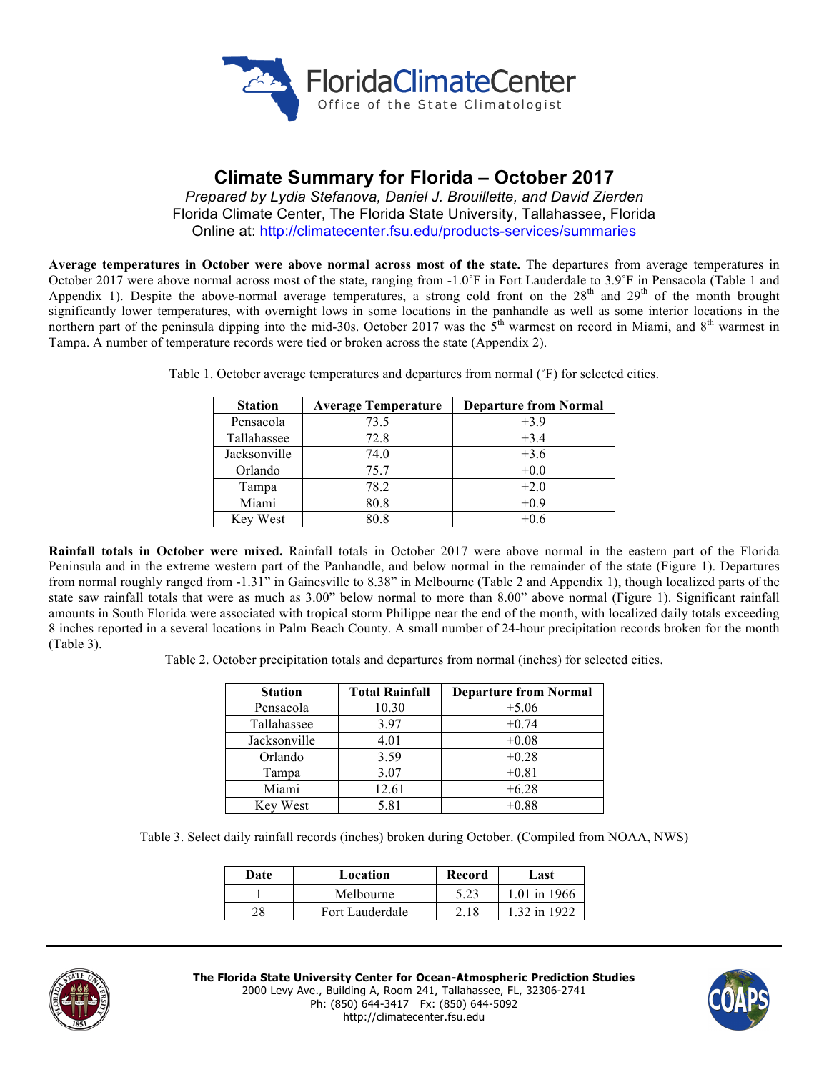# Climate Summary for Florida – October 2017

*Prepared by Lydia Stefanova, Daniel J. Brouillette, and David Zierden*
Florida Climate Center, The Florida State University, Tallahassee, Florida
Online at: http://climatecenter.fsu.edu/products-services/summaries

**Average temperatures in October were above normal across most of the state.** The departures from average temperatures in October 2017 were above normal across most of the state, ranging from -1.0˚F in Fort Lauderdale to 3.9˚F in Pensacola (Table 1 and Appendix 1). Despite the above-normal average temperatures, a strong cold front on the 28th and 29th of the month brought significantly lower temperatures, with overnight lows in some locations in the panhandle as well as some interior locations in the northern part of the peninsula dipping into the mid-30s. October 2017 was the 5th warmest on record in Miami, and 8th warmest in Tampa. A number of temperature records were tied or broken across the state (Appendix 2).

Table 1. October average temperatures and departures from normal (˚F) for selected cities.

| Station | Average Temperature | Departure from Normal |
|---|---|---|
| Pensacola | 73.5 | +3.9 |
| Tallahassee | 72.8 | +3.4 |
| Jacksonville | 74.0 | +3.6 |
| Orlando | 75.7 | +0.0 |
| Tampa | 78.2 | +2.0 |
| Miami | 80.8 | +0.9 |
| Key West | 80.8 | +0.6 |

**Rainfall totals in October were mixed.** Rainfall totals in October 2017 were above normal in the eastern part of the Florida Peninsula and in the extreme western part of the Panhandle, and below normal in the remainder of the state (Figure 1). Departures from normal roughly ranged from -1.31" in Gainesville to 8.38" in Melbourne (Table 2 and Appendix 1), though localized parts of the state saw rainfall totals that were as much as 3.00" below normal to more than 8.00" above normal (Figure 1). Significant rainfall amounts in South Florida were associated with tropical storm Philippe near the end of the month, with localized daily totals exceeding 8 inches reported in a several locations in Palm Beach County. A small number of 24-hour precipitation records broken for the month (Table 3).

Table 2. October precipitation totals and departures from normal (inches) for selected cities.

| Station | Total Rainfall | Departure from Normal |
|---|---|---|
| Pensacola | 10.30 | +5.06 |
| Tallahassee | 3.97 | +0.74 |
| Jacksonville | 4.01 | +0.08 |
| Orlando | 3.59 | +0.28 |
| Tampa | 3.07 | +0.81 |
| Miami | 12.61 | +6.28 |
| Key West | 5.81 | +0.88 |

Table 3. Select daily rainfall records (inches) broken during October. (Compiled from NOAA, NWS)

| Date | Location | Record | Last |
|---|---|---|---|
| 1 | Melbourne | 5.23 | 1.01 in 1966 |
| 28 | Fort Lauderdale | 2.18 | 1.32 in 1922 |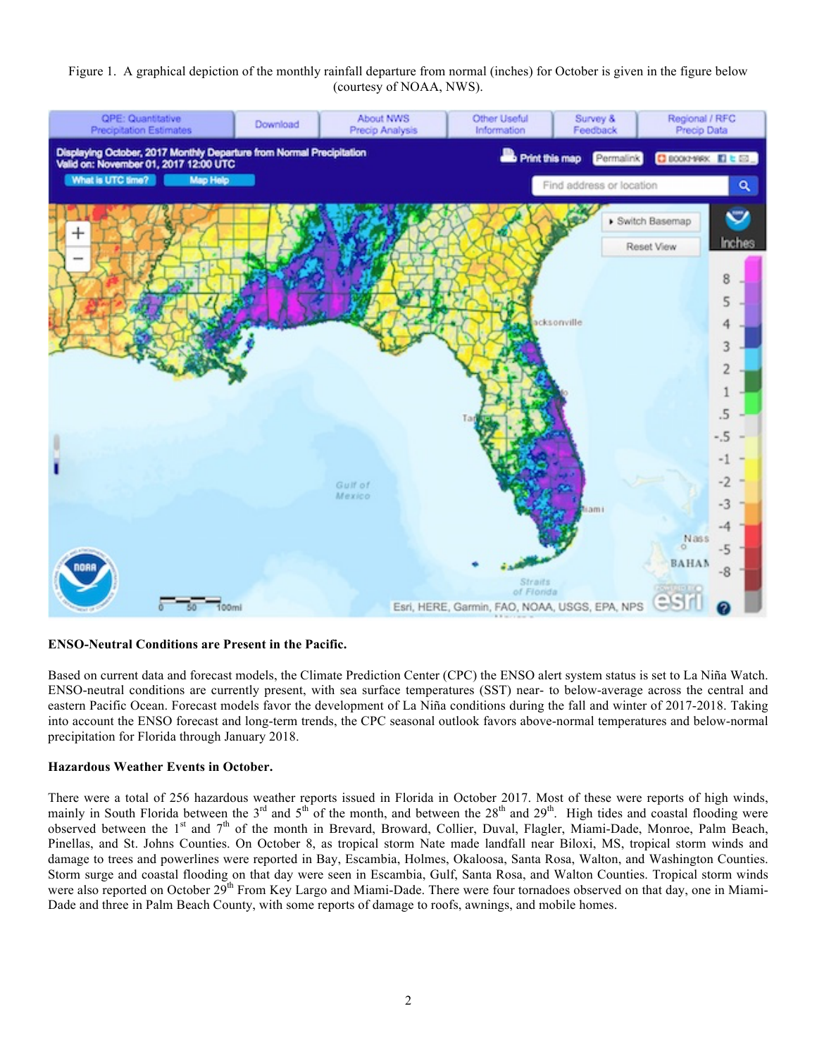Figure 1. A graphical depiction of the monthly rainfall departure from normal (inches) for October is given in the figure below (courtesy of NOAA, NWS).

**ENSO-Neutral Conditions are Present in the Pacific.**

Based on current data and forecast models, the Climate Prediction Center (CPC) the ENSO alert system status is set to La Niña Watch. ENSO-neutral conditions are currently present, with sea surface temperatures (SST) near- to below-average across the central and eastern Pacific Ocean. Forecast models favor the development of La Niña conditions during the fall and winter of 2017-2018. Taking into account the ENSO forecast and long-term trends, the CPC seasonal outlook favors above-normal temperatures and below-normal precipitation for Florida through January 2018.

**Hazardous Weather Events in October.**

There were a total of 256 hazardous weather reports issued in Florida in October 2017. Most of these were reports of high winds, mainly in South Florida between the 3rd and 5th of the month, and between the 28th and 29th. High tides and coastal flooding were observed between the 1st and 7th of the month in Brevard, Broward, Collier, Duval, Flagler, Miami-Dade, Monroe, Palm Beach, Pinellas, and St. Johns Counties. On October 8, as tropical storm Nate made landfall near Biloxi, MS, tropical storm winds and damage to trees and powerlines were reported in Bay, Escambia, Holmes, Okaloosa, Santa Rosa, Walton, and Washington Counties. Storm surge and coastal flooding on that day were seen in Escambia, Gulf, Santa Rosa, and Walton Counties. Tropical storm winds were also reported on October 29th From Key Largo and Miami-Dade. There were four tornadoes observed on that day, one in Miami-Dade and three in Palm Beach County, with some reports of damage to roofs, awnings, and mobile homes.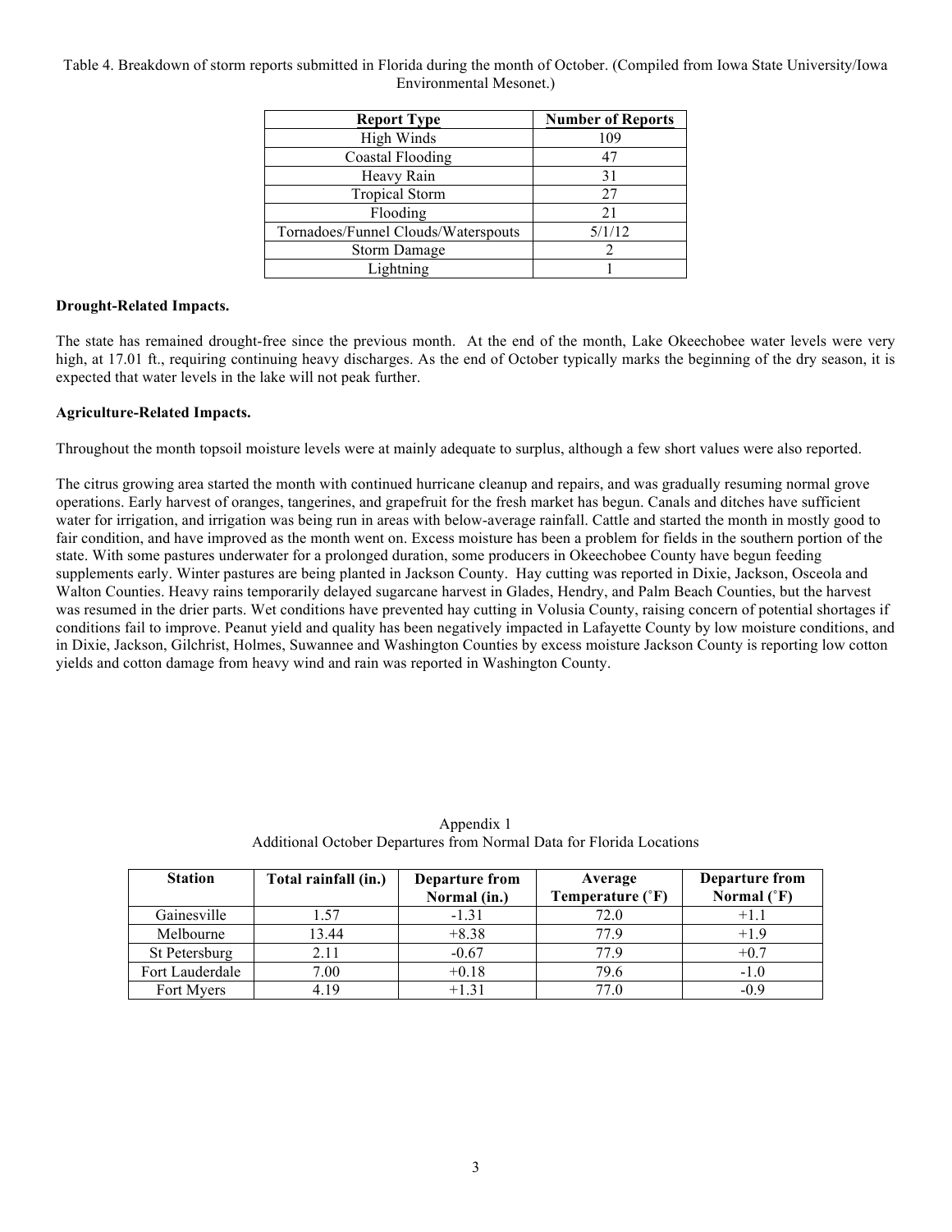Table 4. Breakdown of storm reports submitted in Florida during the month of October. (Compiled from Iowa State University/Iowa Environmental Mesonet.)

| Report Type | Number of Reports |
|---|---|
| High Winds | 109 |
| Coastal Flooding | 47 |
| Heavy Rain | 31 |
| Tropical Storm | 27 |
| Flooding | 21 |
| Tornadoes/Funnel Clouds/Waterspouts | 5/1/12 |
| Storm Damage | 2 |
| Lightning | 1 |

**Drought-Related Impacts.**

The state has remained drought-free since the previous month. At the end of the month, Lake Okeechobee water levels were very high, at 17.01 ft., requiring continuing heavy discharges. As the end of October typically marks the beginning of the dry season, it is expected that water levels in the lake will not peak further.

**Agriculture-Related Impacts.**

Throughout the month topsoil moisture levels were at mainly adequate to surplus, although a few short values were also reported.

The citrus growing area started the month with continued hurricane cleanup and repairs, and was gradually resuming normal grove operations. Early harvest of oranges, tangerines, and grapefruit for the fresh market has begun. Canals and ditches have sufficient water for irrigation, and irrigation was being run in areas with below-average rainfall. Cattle and started the month in mostly good to fair condition, and have improved as the month went on. Excess moisture has been a problem for fields in the southern portion of the state. With some pastures underwater for a prolonged duration, some producers in Okeechobee County have begun feeding supplements early. Winter pastures are being planted in Jackson County. Hay cutting was reported in Dixie, Jackson, Osceola and Walton Counties. Heavy rains temporarily delayed sugarcane harvest in Glades, Hendry, and Palm Beach Counties, but the harvest was resumed in the drier parts. Wet conditions have prevented hay cutting in Volusia County, raising concern of potential shortages if conditions fail to improve. Peanut yield and quality has been negatively impacted in Lafayette County by low moisture conditions, and in Dixie, Jackson, Gilchrist, Holmes, Suwannee and Washington Counties by excess moisture Jackson County is reporting low cotton yields and cotton damage from heavy wind and rain was reported in Washington County.

Appendix 1
Additional October Departures from Normal Data for Florida Locations

| Station | Total rainfall (in.) | Departure from Normal (in.) | Average Temperature (˚F) | Departure from Normal (˚F) |
|---|---|---|---|---|
| Gainesville | 1.57 | -1.31 | 72.0 | +1.1 |
| Melbourne | 13.44 | +8.38 | 77.9 | +1.9 |
| St Petersburg | 2.11 | -0.67 | 77.9 | +0.7 |
| Fort Lauderdale | 7.00 | +0.18 | 79.6 | -1.0 |
| Fort Myers | 4.19 | +1.31 | 77.0 | -0.9 |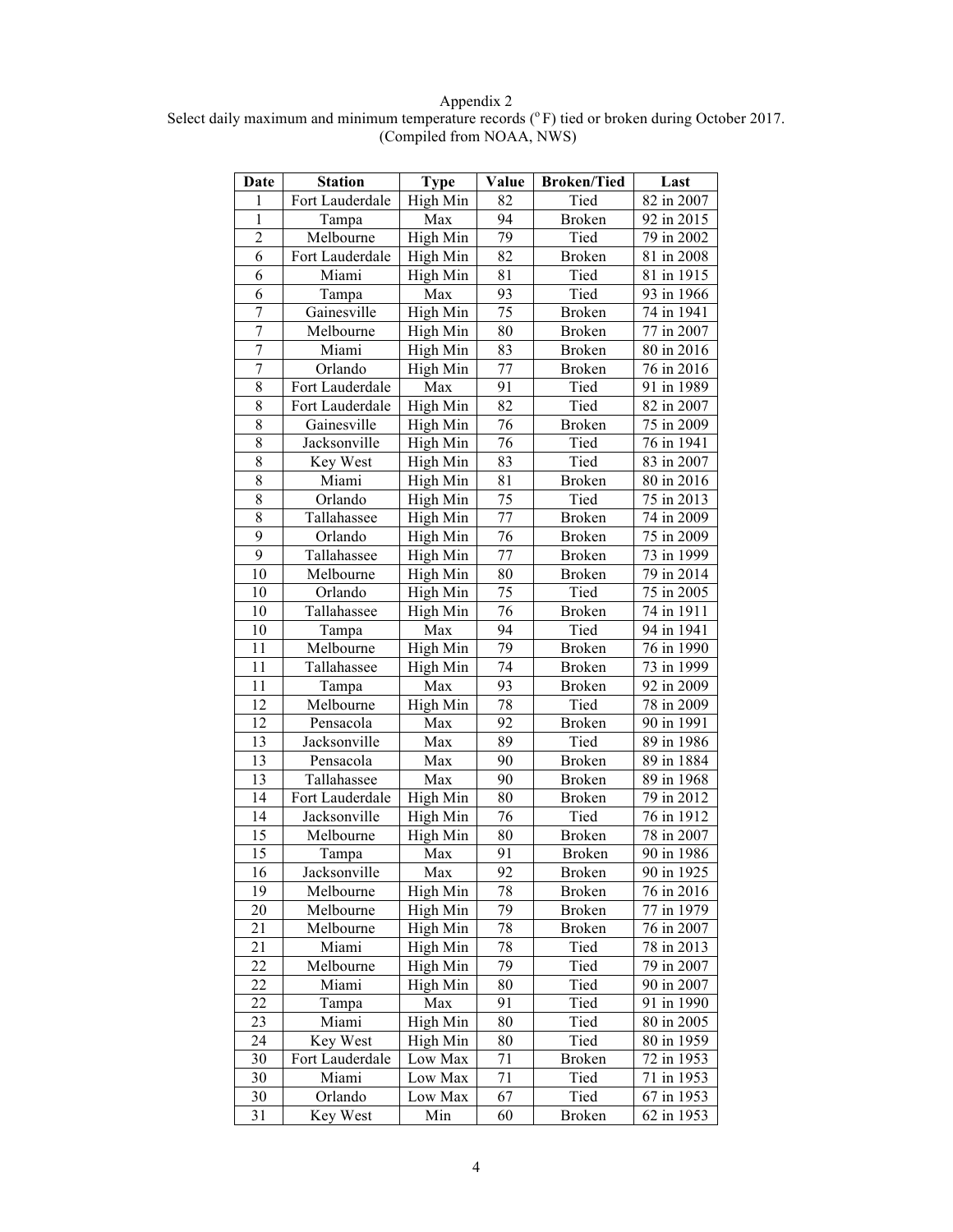Appendix 2

Select daily maximum and minimum temperature records ($^{o}$F) tied or broken during October 2017.
(Compiled from NOAA, NWS)

| Date | Station | Type | Value | Broken/Tied | Last |
|---|---|---|---|---|---|
| 1 | Fort Lauderdale | High Min | 82 | Tied | 82 in 2007 |
| 1 | Tampa | Max | 94 | Broken | 92 in 2015 |
| 2 | Melbourne | High Min | 79 | Tied | 79 in 2002 |
| 6 | Fort Lauderdale | High Min | 82 | Broken | 81 in 2008 |
| 6 | Miami | High Min | 81 | Tied | 81 in 1915 |
| 6 | Tampa | Max | 93 | Tied | 93 in 1966 |
| 7 | Gainesville | High Min | 75 | Broken | 74 in 1941 |
| 7 | Melbourne | High Min | 80 | Broken | 77 in 2007 |
| 7 | Miami | High Min | 83 | Broken | 80 in 2016 |
| 7 | Orlando | High Min | 77 | Broken | 76 in 2016 |
| 8 | Fort Lauderdale | Max | 91 | Tied | 91 in 1989 |
| 8 | Fort Lauderdale | High Min | 82 | Tied | 82 in 2007 |
| 8 | Gainesville | High Min | 76 | Broken | 75 in 2009 |
| 8 | Jacksonville | High Min | 76 | Tied | 76 in 1941 |
| 8 | Key West | High Min | 83 | Tied | 83 in 2007 |
| 8 | Miami | High Min | 81 | Broken | 80 in 2016 |
| 8 | Orlando | High Min | 75 | Tied | 75 in 2013 |
| 8 | Tallahassee | High Min | 77 | Broken | 74 in 2009 |
| 9 | Orlando | High Min | 76 | Broken | 75 in 2009 |
| 9 | Tallahassee | High Min | 77 | Broken | 73 in 1999 |
| 10 | Melbourne | High Min | 80 | Broken | 79 in 2014 |
| 10 | Orlando | High Min | 75 | Tied | 75 in 2005 |
| 10 | Tallahassee | High Min | 76 | Broken | 74 in 1911 |
| 10 | Tampa | Max | 94 | Tied | 94 in 1941 |
| 11 | Melbourne | High Min | 79 | Broken | 76 in 1990 |
| 11 | Tallahassee | High Min | 74 | Broken | 73 in 1999 |
| 11 | Tampa | Max | 93 | Broken | 92 in 2009 |
| 12 | Melbourne | High Min | 78 | Tied | 78 in 2009 |
| 12 | Pensacola | Max | 92 | Broken | 90 in 1991 |
| 13 | Jacksonville | Max | 89 | Tied | 89 in 1986 |
| 13 | Pensacola | Max | 90 | Broken | 89 in 1884 |
| 13 | Tallahassee | Max | 90 | Broken | 89 in 1968 |
| 14 | Fort Lauderdale | High Min | 80 | Broken | 79 in 2012 |
| 14 | Jacksonville | High Min | 76 | Tied | 76 in 1912 |
| 15 | Melbourne | High Min | 80 | Broken | 78 in 2007 |
| 15 | Tampa | Max | 91 | Broken | 90 in 1986 |
| 16 | Jacksonville | Max | 92 | Broken | 90 in 1925 |
| 19 | Melbourne | High Min | 78 | Broken | 76 in 2016 |
| 20 | Melbourne | High Min | 79 | Broken | 77 in 1979 |
| 21 | Melbourne | High Min | 78 | Broken | 76 in 2007 |
| 21 | Miami | High Min | 78 | Tied | 78 in 2013 |
| 22 | Melbourne | High Min | 79 | Tied | 79 in 2007 |
| 22 | Miami | High Min | 80 | Tied | 90 in 2007 |
| 22 | Tampa | Max | 91 | Tied | 91 in 1990 |
| 23 | Miami | High Min | 80 | Tied | 80 in 2005 |
| 24 | Key West | High Min | 80 | Tied | 80 in 1959 |
| 30 | Fort Lauderdale | Low Max | 71 | Broken | 72 in 1953 |
| 30 | Miami | Low Max | 71 | Tied | 71 in 1953 |
| 30 | Orlando | Low Max | 67 | Tied | 67 in 1953 |
| 31 | Key West | Min | 60 | Broken | 62 in 1953 |